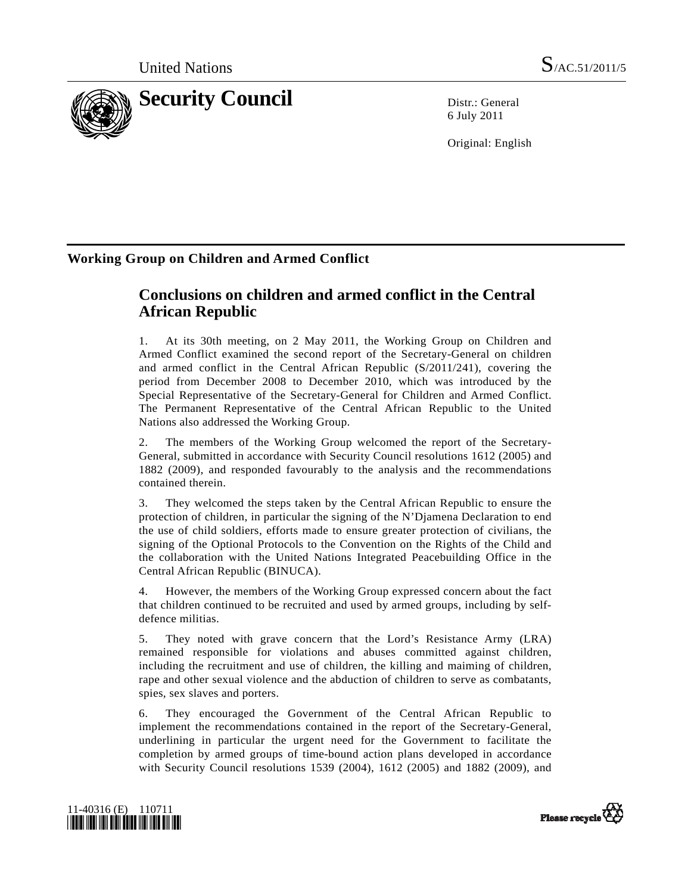United Nations

S/AC.51/2011/5

# Security Council

Distr.: General
6 July 2011

Original: English

## Working Group on Children and Armed Conflict

# Conclusions on children and armed conflict in the Central African Republic

1. At its 30th meeting, on 2 May 2011, the Working Group on Children and Armed Conflict examined the second report of the Secretary-General on children and armed conflict in the Central African Republic (S/2011/241), covering the period from December 2008 to December 2010, which was introduced by the Special Representative of the Secretary-General for Children and Armed Conflict. The Permanent Representative of the Central African Republic to the United Nations also addressed the Working Group.

2. The members of the Working Group welcomed the report of the Secretary-General, submitted in accordance with Security Council resolutions 1612 (2005) and 1882 (2009), and responded favourably to the analysis and the recommendations contained therein.

3. They welcomed the steps taken by the Central African Republic to ensure the protection of children, in particular the signing of the N'Djamena Declaration to end the use of child soldiers, efforts made to ensure greater protection of civilians, the signing of the Optional Protocols to the Convention on the Rights of the Child and the collaboration with the United Nations Integrated Peacebuilding Office in the Central African Republic (BINUCA).

4. However, the members of the Working Group expressed concern about the fact that children continued to be recruited and used by armed groups, including by self-defence militias.

5. They noted with grave concern that the Lord's Resistance Army (LRA) remained responsible for violations and abuses committed against children, including the recruitment and use of children, the killing and maiming of children, rape and other sexual violence and the abduction of children to serve as combatants, spies, sex slaves and porters.

6. They encouraged the Government of the Central African Republic to implement the recommendations contained in the report of the Secretary-General, underlining in particular the urgent need for the Government to facilitate the completion by armed groups of time-bound action plans developed in accordance with Security Council resolutions 1539 (2004), 1612 (2005) and 1882 (2009), and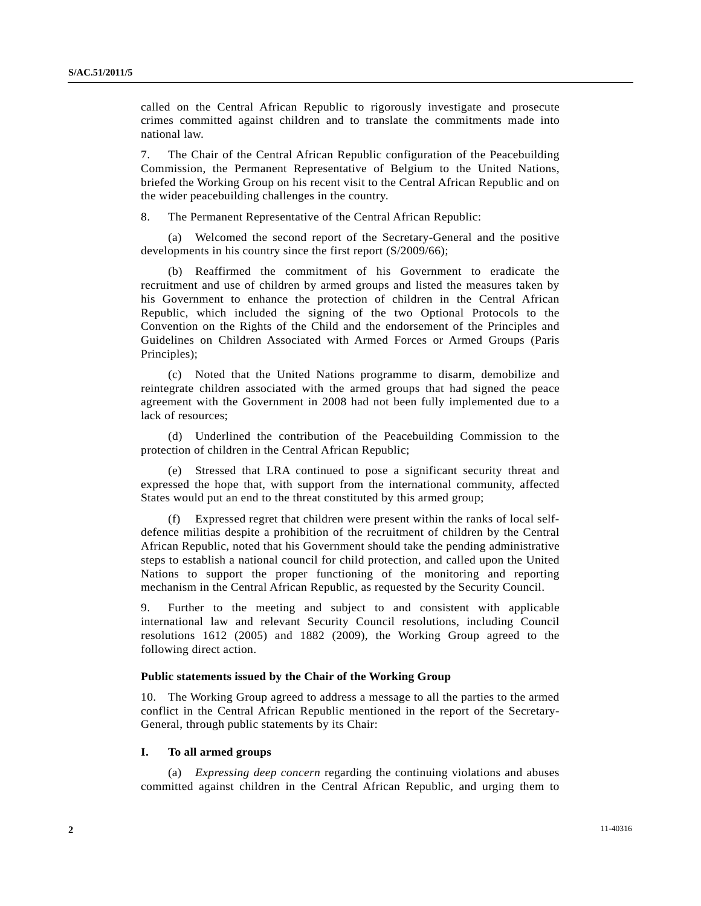called on the Central African Republic to rigorously investigate and prosecute crimes committed against children and to translate the commitments made into national law.

7. The Chair of the Central African Republic configuration of the Peacebuilding Commission, the Permanent Representative of Belgium to the United Nations, briefed the Working Group on his recent visit to the Central African Republic and on the wider peacebuilding challenges in the country.

8. The Permanent Representative of the Central African Republic:

(a) Welcomed the second report of the Secretary-General and the positive developments in his country since the first report (S/2009/66);

(b) Reaffirmed the commitment of his Government to eradicate the recruitment and use of children by armed groups and listed the measures taken by his Government to enhance the protection of children in the Central African Republic, which included the signing of the two Optional Protocols to the Convention on the Rights of the Child and the endorsement of the Principles and Guidelines on Children Associated with Armed Forces or Armed Groups (Paris Principles);

(c) Noted that the United Nations programme to disarm, demobilize and reintegrate children associated with the armed groups that had signed the peace agreement with the Government in 2008 had not been fully implemented due to a lack of resources;

(d) Underlined the contribution of the Peacebuilding Commission to the protection of children in the Central African Republic;

(e) Stressed that LRA continued to pose a significant security threat and expressed the hope that, with support from the international community, affected States would put an end to the threat constituted by this armed group;

(f) Expressed regret that children were present within the ranks of local self-defence militias despite a prohibition of the recruitment of children by the Central African Republic, noted that his Government should take the pending administrative steps to establish a national council for child protection, and called upon the United Nations to support the proper functioning of the monitoring and reporting mechanism in the Central African Republic, as requested by the Security Council.

9. Further to the meeting and subject to and consistent with applicable international law and relevant Security Council resolutions, including Council resolutions 1612 (2005) and 1882 (2009), the Working Group agreed to the following direct action.

**Public statements issued by the Chair of the Working Group**

10. The Working Group agreed to address a message to all the parties to the armed conflict in the Central African Republic mentioned in the report of the Secretary-General, through public statements by its Chair:

**I. To all armed groups**

(a) *Expressing deep concern* regarding the continuing violations and abuses committed against children in the Central African Republic, and urging them to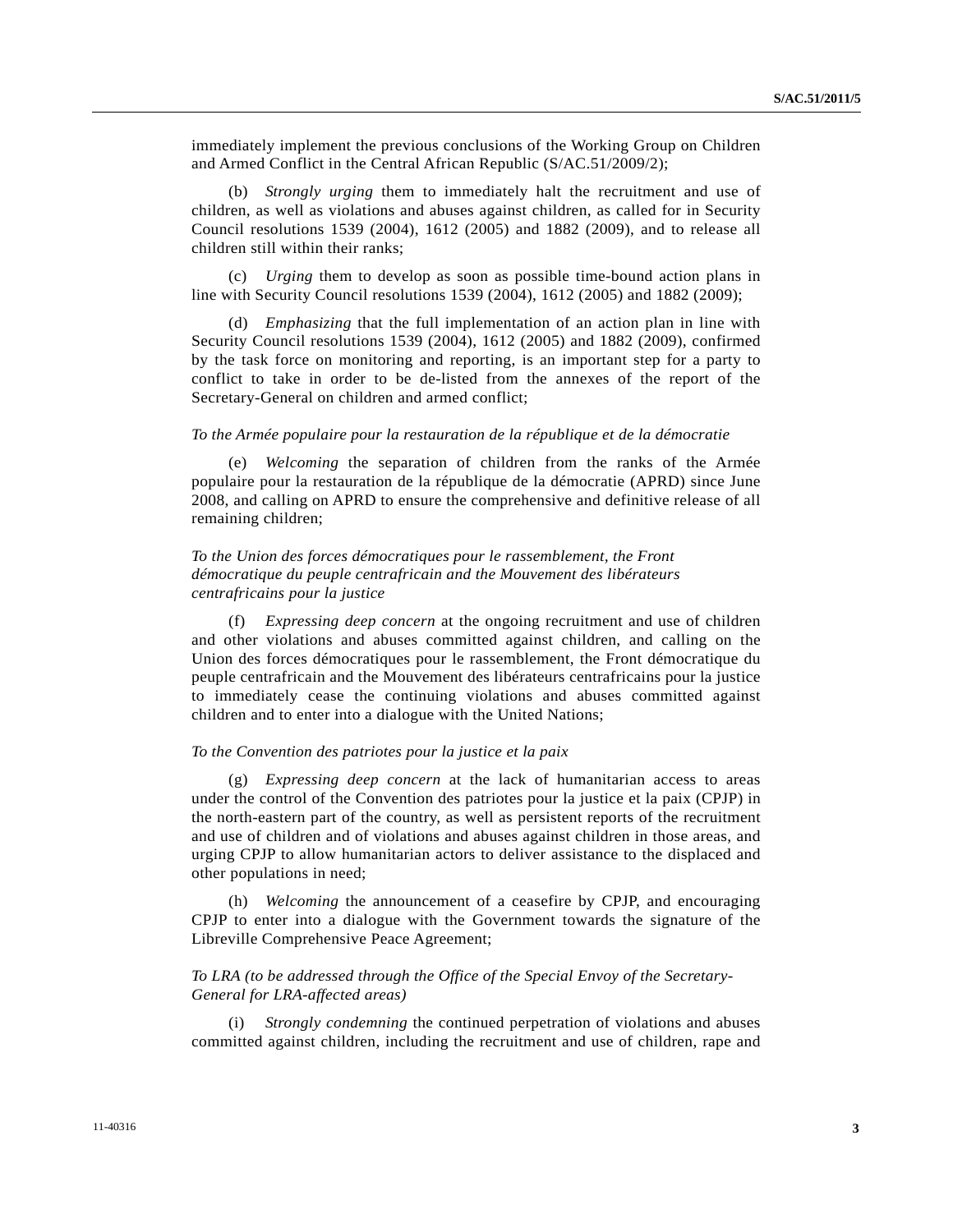immediately implement the previous conclusions of the Working Group on Children and Armed Conflict in the Central African Republic (S/AC.51/2009/2);

(b) *Strongly urging* them to immediately halt the recruitment and use of children, as well as violations and abuses against children, as called for in Security Council resolutions 1539 (2004), 1612 (2005) and 1882 (2009), and to release all children still within their ranks;

(c) *Urging* them to develop as soon as possible time-bound action plans in line with Security Council resolutions 1539 (2004), 1612 (2005) and 1882 (2009);

(d) *Emphasizing* that the full implementation of an action plan in line with Security Council resolutions 1539 (2004), 1612 (2005) and 1882 (2009), confirmed by the task force on monitoring and reporting, is an important step for a party to conflict to take in order to be de-listed from the annexes of the report of the Secretary-General on children and armed conflict;

*To the Armée populaire pour la restauration de la république et de la démocratie*

(e) *Welcoming* the separation of children from the ranks of the Armée populaire pour la restauration de la république de la démocratie (APRD) since June 2008, and calling on APRD to ensure the comprehensive and definitive release of all remaining children;

*To the Union des forces démocratiques pour le rassemblement, the Front démocratique du peuple centrafricain and the Mouvement des libérateurs centrafricains pour la justice*

(f) *Expressing deep concern* at the ongoing recruitment and use of children and other violations and abuses committed against children, and calling on the Union des forces démocratiques pour le rassemblement, the Front démocratique du peuple centrafricain and the Mouvement des libérateurs centrafricains pour la justice to immediately cease the continuing violations and abuses committed against children and to enter into a dialogue with the United Nations;

*To the Convention des patriotes pour la justice et la paix*

(g) *Expressing deep concern* at the lack of humanitarian access to areas under the control of the Convention des patriotes pour la justice et la paix (CPJP) in the north-eastern part of the country, as well as persistent reports of the recruitment and use of children and of violations and abuses against children in those areas, and urging CPJP to allow humanitarian actors to deliver assistance to the displaced and other populations in need;

(h) *Welcoming* the announcement of a ceasefire by CPJP, and encouraging CPJP to enter into a dialogue with the Government towards the signature of the Libreville Comprehensive Peace Agreement;

*To LRA (to be addressed through the Office of the Special Envoy of the Secretary-General for LRA-affected areas)*

(i) *Strongly condemning* the continued perpetration of violations and abuses committed against children, including the recruitment and use of children, rape and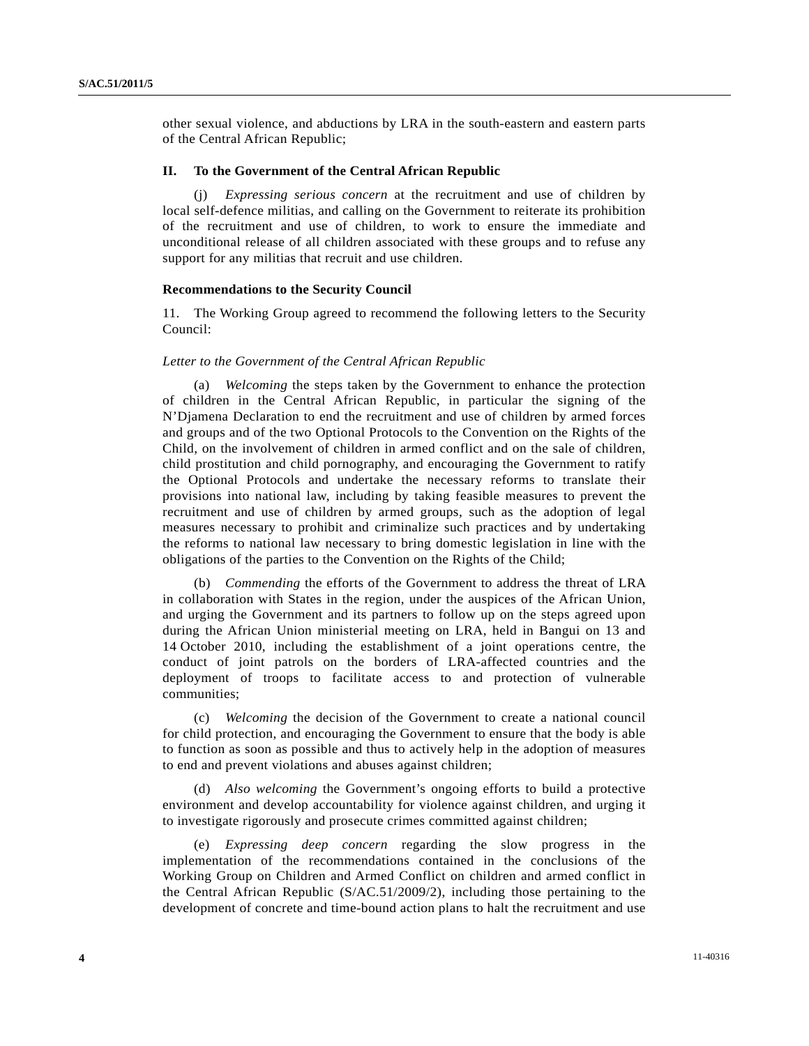other sexual violence, and abductions by LRA in the south-eastern and eastern parts of the Central African Republic;

### II. To the Government of the Central African Republic

(j) *Expressing serious concern* at the recruitment and use of children by local self-defence militias, and calling on the Government to reiterate its prohibition of the recruitment and use of children, to work to ensure the immediate and unconditional release of all children associated with these groups and to refuse any support for any militias that recruit and use children.

### Recommendations to the Security Council

11. The Working Group agreed to recommend the following letters to the Security Council:

*Letter to the Government of the Central African Republic*

(a) *Welcoming* the steps taken by the Government to enhance the protection of children in the Central African Republic, in particular the signing of the N'Djamena Declaration to end the recruitment and use of children by armed forces and groups and of the two Optional Protocols to the Convention on the Rights of the Child, on the involvement of children in armed conflict and on the sale of children, child prostitution and child pornography, and encouraging the Government to ratify the Optional Protocols and undertake the necessary reforms to translate their provisions into national law, including by taking feasible measures to prevent the recruitment and use of children by armed groups, such as the adoption of legal measures necessary to prohibit and criminalize such practices and by undertaking the reforms to national law necessary to bring domestic legislation in line with the obligations of the parties to the Convention on the Rights of the Child;

(b) *Commending* the efforts of the Government to address the threat of LRA in collaboration with States in the region, under the auspices of the African Union, and urging the Government and its partners to follow up on the steps agreed upon during the African Union ministerial meeting on LRA, held in Bangui on 13 and 14 October 2010, including the establishment of a joint operations centre, the conduct of joint patrols on the borders of LRA-affected countries and the deployment of troops to facilitate access to and protection of vulnerable communities;

(c) *Welcoming* the decision of the Government to create a national council for child protection, and encouraging the Government to ensure that the body is able to function as soon as possible and thus to actively help in the adoption of measures to end and prevent violations and abuses against children;

(d) *Also welcoming* the Government's ongoing efforts to build a protective environment and develop accountability for violence against children, and urging it to investigate rigorously and prosecute crimes committed against children;

(e) *Expressing deep concern* regarding the slow progress in the implementation of the recommendations contained in the conclusions of the Working Group on Children and Armed Conflict on children and armed conflict in the Central African Republic (S/AC.51/2009/2), including those pertaining to the development of concrete and time-bound action plans to halt the recruitment and use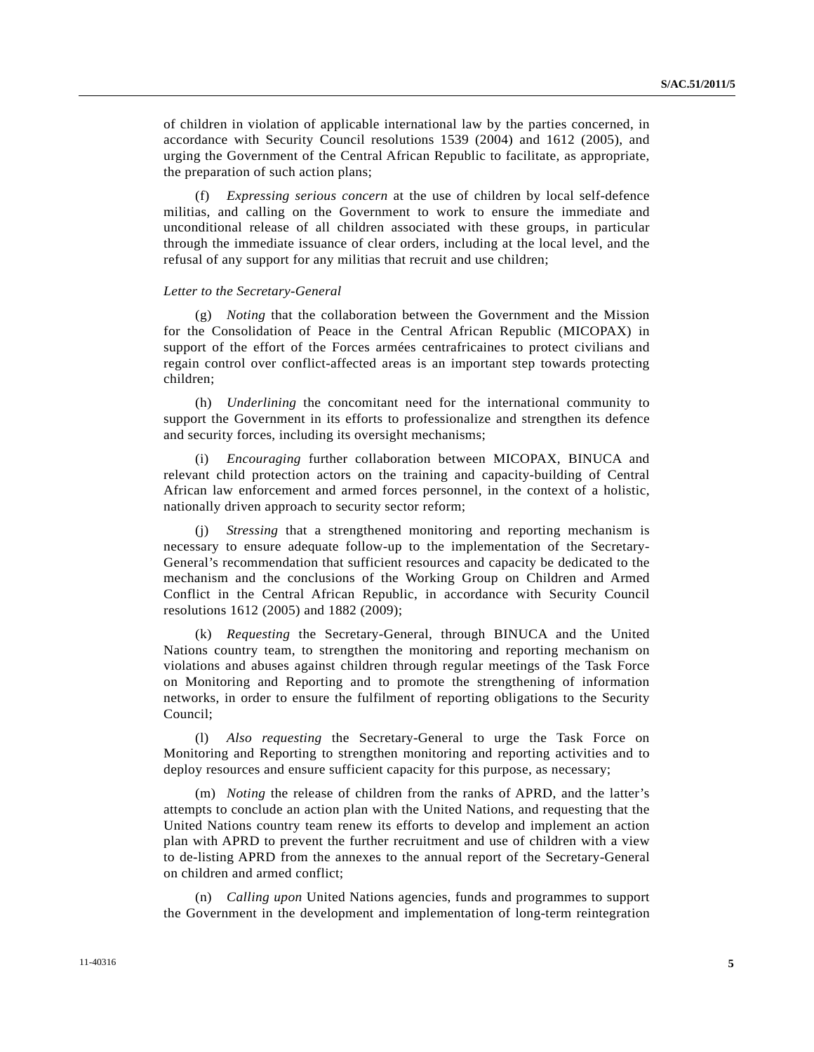of children in violation of applicable international law by the parties concerned, in accordance with Security Council resolutions 1539 (2004) and 1612 (2005), and urging the Government of the Central African Republic to facilitate, as appropriate, the preparation of such action plans;

(f) *Expressing serious concern* at the use of children by local self-defence militias, and calling on the Government to work to ensure the immediate and unconditional release of all children associated with these groups, in particular through the immediate issuance of clear orders, including at the local level, and the refusal of any support for any militias that recruit and use children;

*Letter to the Secretary-General*

(g) *Noting* that the collaboration between the Government and the Mission for the Consolidation of Peace in the Central African Republic (MICOPAX) in support of the effort of the Forces armées centrafricaines to protect civilians and regain control over conflict-affected areas is an important step towards protecting children;

(h) *Underlining* the concomitant need for the international community to support the Government in its efforts to professionalize and strengthen its defence and security forces, including its oversight mechanisms;

(i) *Encouraging* further collaboration between MICOPAX, BINUCA and relevant child protection actors on the training and capacity-building of Central African law enforcement and armed forces personnel, in the context of a holistic, nationally driven approach to security sector reform;

(j) *Stressing* that a strengthened monitoring and reporting mechanism is necessary to ensure adequate follow-up to the implementation of the Secretary-General's recommendation that sufficient resources and capacity be dedicated to the mechanism and the conclusions of the Working Group on Children and Armed Conflict in the Central African Republic, in accordance with Security Council resolutions 1612 (2005) and 1882 (2009);

(k) *Requesting* the Secretary-General, through BINUCA and the United Nations country team, to strengthen the monitoring and reporting mechanism on violations and abuses against children through regular meetings of the Task Force on Monitoring and Reporting and to promote the strengthening of information networks, in order to ensure the fulfilment of reporting obligations to the Security Council;

(l) *Also requesting* the Secretary-General to urge the Task Force on Monitoring and Reporting to strengthen monitoring and reporting activities and to deploy resources and ensure sufficient capacity for this purpose, as necessary;

(m) *Noting* the release of children from the ranks of APRD, and the latter's attempts to conclude an action plan with the United Nations, and requesting that the United Nations country team renew its efforts to develop and implement an action plan with APRD to prevent the further recruitment and use of children with a view to de-listing APRD from the annexes to the annual report of the Secretary-General on children and armed conflict;

(n) *Calling upon* United Nations agencies, funds and programmes to support the Government in the development and implementation of long-term reintegration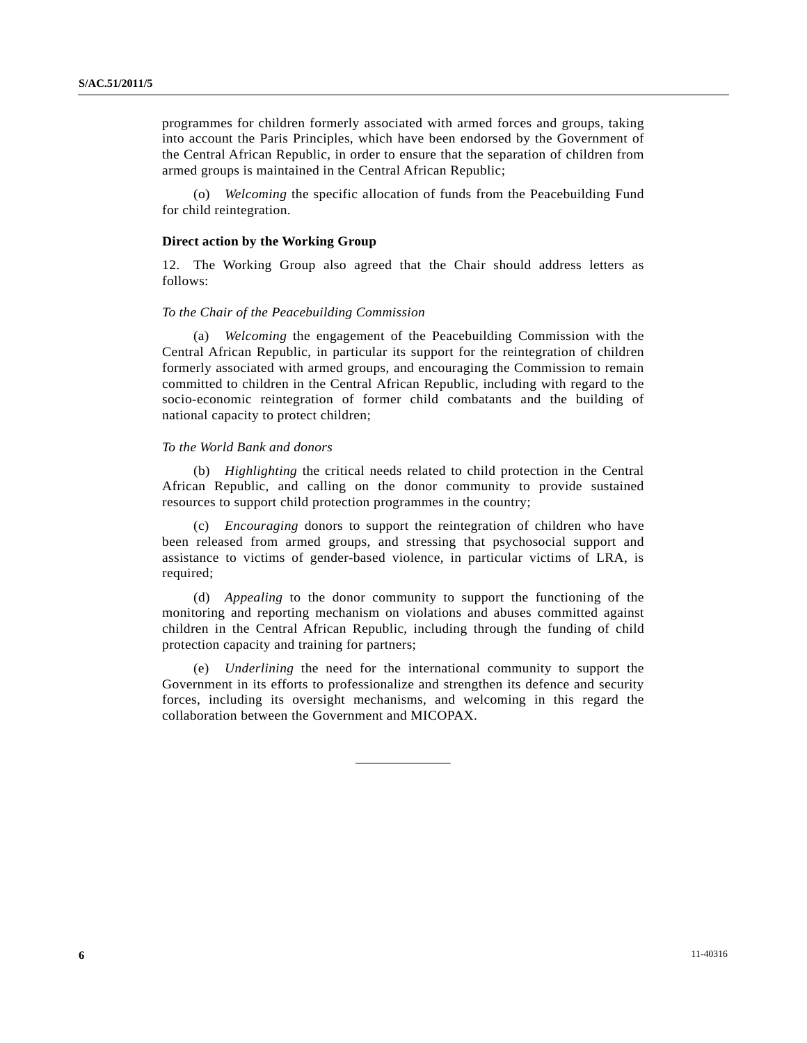programmes for children formerly associated with armed forces and groups, taking into account the Paris Principles, which have been endorsed by the Government of the Central African Republic, in order to ensure that the separation of children from armed groups is maintained in the Central African Republic;

(o) *Welcoming* the specific allocation of funds from the Peacebuilding Fund for child reintegration.

**Direct action by the Working Group**

12. The Working Group also agreed that the Chair should address letters as follows:

*To the Chair of the Peacebuilding Commission*

(a) *Welcoming* the engagement of the Peacebuilding Commission with the Central African Republic, in particular its support for the reintegration of children formerly associated with armed groups, and encouraging the Commission to remain committed to children in the Central African Republic, including with regard to the socio-economic reintegration of former child combatants and the building of national capacity to protect children;

*To the World Bank and donors*

(b) *Highlighting* the critical needs related to child protection in the Central African Republic, and calling on the donor community to provide sustained resources to support child protection programmes in the country;

(c) *Encouraging* donors to support the reintegration of children who have been released from armed groups, and stressing that psychosocial support and assistance to victims of gender-based violence, in particular victims of LRA, is required;

(d) *Appealing* to the donor community to support the functioning of the monitoring and reporting mechanism on violations and abuses committed against children in the Central African Republic, including through the funding of child protection capacity and training for partners;

(e) *Underlining* the need for the international community to support the Government in its efforts to professionalize and strengthen its defence and security forces, including its oversight mechanisms, and welcoming in this regard the collaboration between the Government and MICOPAX.